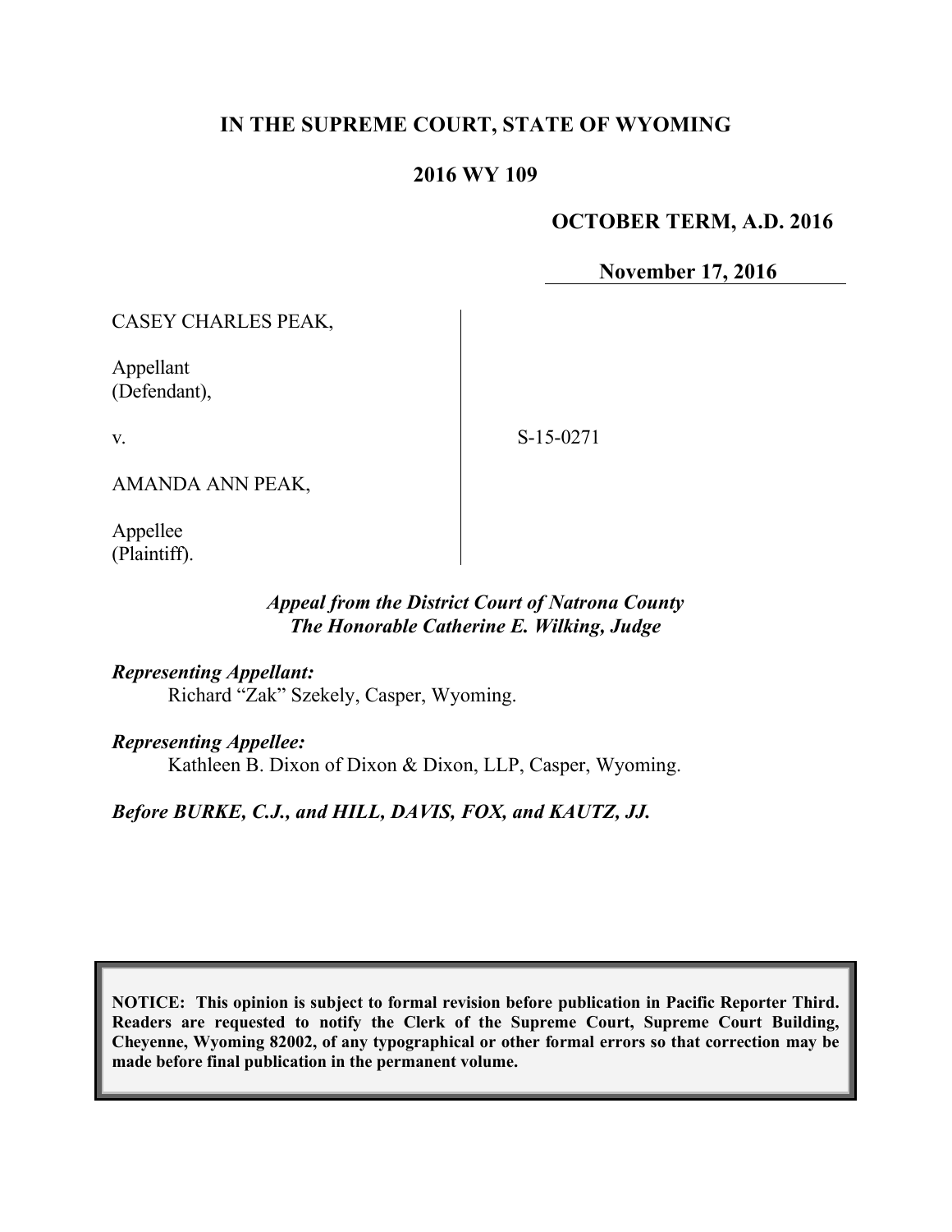**IN THE SUPREME COURT, STATE OF WYOMING**

**2016 WY 109**

**OCTOBER TERM, A.D. 2016**

**November 17, 2016**

CASEY CHARLES PEAK,

Appellant
(Defendant),

v.

AMANDA ANN PEAK,

Appellee
(Plaintiff).

S-15-0271

***Appeal from the District Court of Natrona County***
***The Honorable Catherine E. Wilking, Judge***

***Representing Appellant:***
Richard "Zak" Szekely, Casper, Wyoming.

***Representing Appellee:***
Kathleen B. Dixon of Dixon & Dixon, LLP, Casper, Wyoming.

***Before BURKE, C.J., and HILL, DAVIS, FOX, and KAUTZ, JJ.***

**NOTICE: This opinion is subject to formal revision before publication in Pacific Reporter Third. Readers are requested to notify the Clerk of the Supreme Court, Supreme Court Building, Cheyenne, Wyoming 82002, of any typographical or other formal errors so that correction may be made before final publication in the permanent volume.**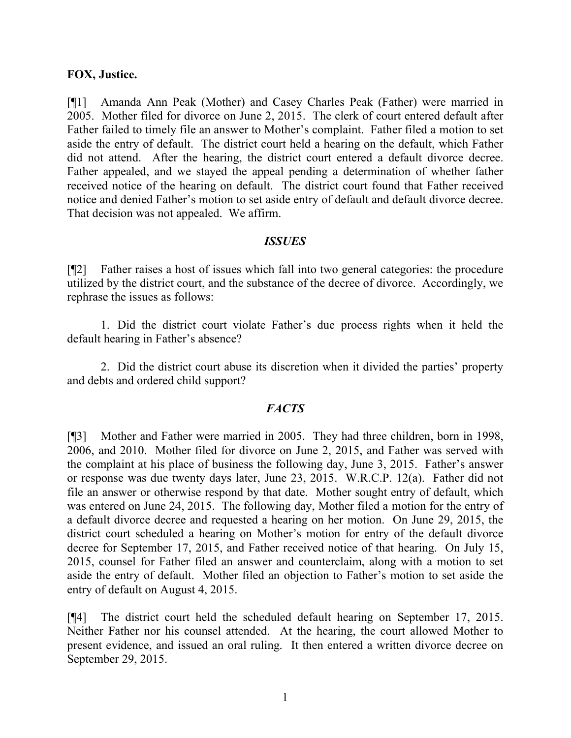**FOX, Justice.**

[¶1] Amanda Ann Peak (Mother) and Casey Charles Peak (Father) were married in 2005. Mother filed for divorce on June 2, 2015. The clerk of court entered default after Father failed to timely file an answer to Mother's complaint. Father filed a motion to set aside the entry of default. The district court held a hearing on the default, which Father did not attend. After the hearing, the district court entered a default divorce decree. Father appealed, and we stayed the appeal pending a determination of whether father received notice of the hearing on default. The district court found that Father received notice and denied Father's motion to set aside entry of default and default divorce decree. That decision was not appealed. We affirm.

## *ISSUES*

[¶2] Father raises a host of issues which fall into two general categories: the procedure utilized by the district court, and the substance of the decree of divorce. Accordingly, we rephrase the issues as follows:

1. Did the district court violate Father's due process rights when it held the default hearing in Father's absence?

2. Did the district court abuse its discretion when it divided the parties' property and debts and ordered child support?

## *FACTS*

[¶3] Mother and Father were married in 2005. They had three children, born in 1998, 2006, and 2010. Mother filed for divorce on June 2, 2015, and Father was served with the complaint at his place of business the following day, June 3, 2015. Father's answer or response was due twenty days later, June 23, 2015. W.R.C.P. 12(a). Father did not file an answer or otherwise respond by that date. Mother sought entry of default, which was entered on June 24, 2015. The following day, Mother filed a motion for the entry of a default divorce decree and requested a hearing on her motion. On June 29, 2015, the district court scheduled a hearing on Mother's motion for entry of the default divorce decree for September 17, 2015, and Father received notice of that hearing. On July 15, 2015, counsel for Father filed an answer and counterclaim, along with a motion to set aside the entry of default. Mother filed an objection to Father's motion to set aside the entry of default on August 4, 2015.

[¶4] The district court held the scheduled default hearing on September 17, 2015. Neither Father nor his counsel attended. At the hearing, the court allowed Mother to present evidence, and issued an oral ruling. It then entered a written divorce decree on September 29, 2015.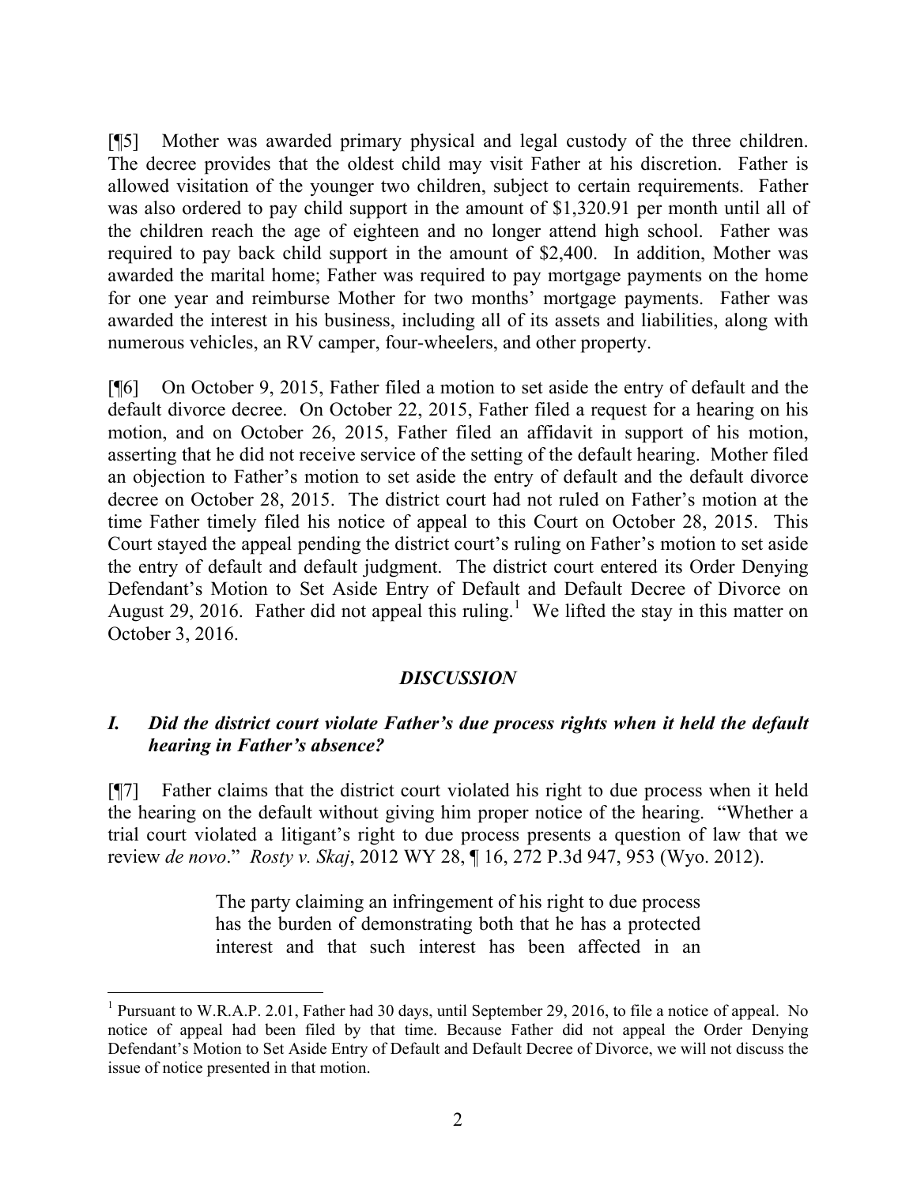[¶5] Mother was awarded primary physical and legal custody of the three children. The decree provides that the oldest child may visit Father at his discretion. Father is allowed visitation of the younger two children, subject to certain requirements. Father was also ordered to pay child support in the amount of $1,320.91 per month until all of the children reach the age of eighteen and no longer attend high school. Father was required to pay back child support in the amount of $2,400. In addition, Mother was awarded the marital home; Father was required to pay mortgage payments on the home for one year and reimburse Mother for two months' mortgage payments. Father was awarded the interest in his business, including all of its assets and liabilities, along with numerous vehicles, an RV camper, four-wheelers, and other property.

[¶6] On October 9, 2015, Father filed a motion to set aside the entry of default and the default divorce decree. On October 22, 2015, Father filed a request for a hearing on his motion, and on October 26, 2015, Father filed an affidavit in support of his motion, asserting that he did not receive service of the setting of the default hearing. Mother filed an objection to Father's motion to set aside the entry of default and the default divorce decree on October 28, 2015. The district court had not ruled on Father's motion at the time Father timely filed his notice of appeal to this Court on October 28, 2015. This Court stayed the appeal pending the district court's ruling on Father's motion to set aside the entry of default and default judgment. The district court entered its Order Denying Defendant's Motion to Set Aside Entry of Default and Default Decree of Divorce on August 29, 2016. Father did not appeal this ruling.[1] We lifted the stay in this matter on October 3, 2016.

## *DISCUSSION*

### *I. Did the district court violate Father's due process rights when it held the default hearing in Father's absence?*

[¶7] Father claims that the district court violated his right to due process when it held the hearing on the default without giving him proper notice of the hearing. "Whether a trial court violated a litigant's right to due process presents a question of law that we review *de novo*." *Rosty v. Skaj*, 2012 WY 28, ¶ 16, 272 P.3d 947, 953 (Wyo. 2012).

> The party claiming an infringement of his right to due process has the burden of demonstrating both that he has a protected interest and that such interest has been affected in an

---

[1] Pursuant to W.R.A.P. 2.01, Father had 30 days, until September 29, 2016, to file a notice of appeal. No notice of appeal had been filed by that time. Because Father did not appeal the Order Denying Defendant's Motion to Set Aside Entry of Default and Default Decree of Divorce, we will not discuss the issue of notice presented in that motion.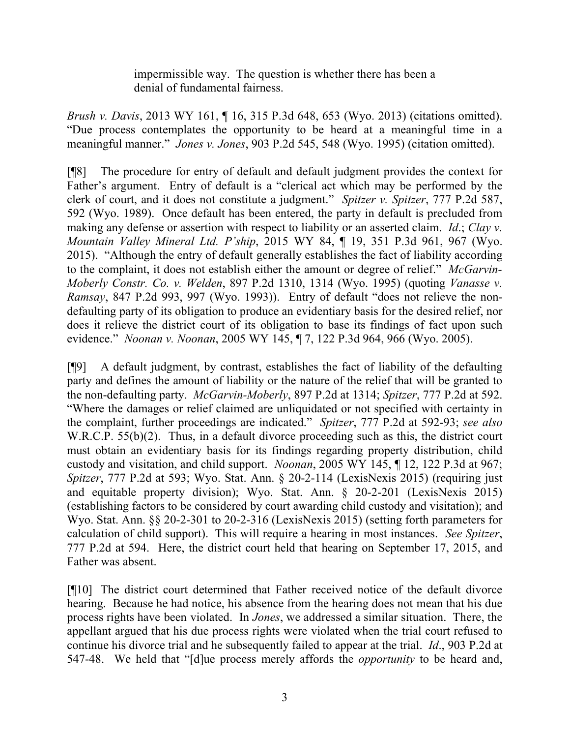> impermissible way. The question is whether there has been a denial of fundamental fairness.

*Brush v. Davis*, 2013 WY 161, ¶ 16, 315 P.3d 648, 653 (Wyo. 2013) (citations omitted). "Due process contemplates the opportunity to be heard at a meaningful time in a meaningful manner." *Jones v. Jones*, 903 P.2d 545, 548 (Wyo. 1995) (citation omitted).

[¶8] The procedure for entry of default and default judgment provides the context for Father's argument. Entry of default is a "clerical act which may be performed by the clerk of court, and it does not constitute a judgment." *Spitzer v. Spitzer*, 777 P.2d 587, 592 (Wyo. 1989). Once default has been entered, the party in default is precluded from making any defense or assertion with respect to liability or an asserted claim. *Id*.; *Clay v. Mountain Valley Mineral Ltd. P'ship*, 2015 WY 84, ¶ 19, 351 P.3d 961, 967 (Wyo. 2015). "Although the entry of default generally establishes the fact of liability according to the complaint, it does not establish either the amount or degree of relief." *McGarvin-Moberly Constr. Co. v. Welden*, 897 P.2d 1310, 1314 (Wyo. 1995) (quoting *Vanasse v. Ramsay*, 847 P.2d 993, 997 (Wyo. 1993)). Entry of default "does not relieve the non-defaulting party of its obligation to produce an evidentiary basis for the desired relief, nor does it relieve the district court of its obligation to base its findings of fact upon such evidence." *Noonan v. Noonan*, 2005 WY 145, ¶ 7, 122 P.3d 964, 966 (Wyo. 2005).

[¶9] A default judgment, by contrast, establishes the fact of liability of the defaulting party and defines the amount of liability or the nature of the relief that will be granted to the non-defaulting party. *McGarvin-Moberly*, 897 P.2d at 1314; *Spitzer*, 777 P.2d at 592. "Where the damages or relief claimed are unliquidated or not specified with certainty in the complaint, further proceedings are indicated." *Spitzer*, 777 P.2d at 592-93; *see also* W.R.C.P. 55(b)(2). Thus, in a default divorce proceeding such as this, the district court must obtain an evidentiary basis for its findings regarding property distribution, child custody and visitation, and child support. *Noonan*, 2005 WY 145, ¶ 12, 122 P.3d at 967; *Spitzer*, 777 P.2d at 593; Wyo. Stat. Ann. § 20-2-114 (LexisNexis 2015) (requiring just and equitable property division); Wyo. Stat. Ann. § 20-2-201 (LexisNexis 2015) (establishing factors to be considered by court awarding child custody and visitation); and Wyo. Stat. Ann. §§ 20-2-301 to 20-2-316 (LexisNexis 2015) (setting forth parameters for calculation of child support). This will require a hearing in most instances. *See Spitzer*, 777 P.2d at 594. Here, the district court held that hearing on September 17, 2015, and Father was absent.

[¶10] The district court determined that Father received notice of the default divorce hearing. Because he had notice, his absence from the hearing does not mean that his due process rights have been violated. In *Jones*, we addressed a similar situation. There, the appellant argued that his due process rights were violated when the trial court refused to continue his divorce trial and he subsequently failed to appear at the trial. *Id*., 903 P.2d at 547-48. We held that "[d]ue process merely affords the *opportunity* to be heard and,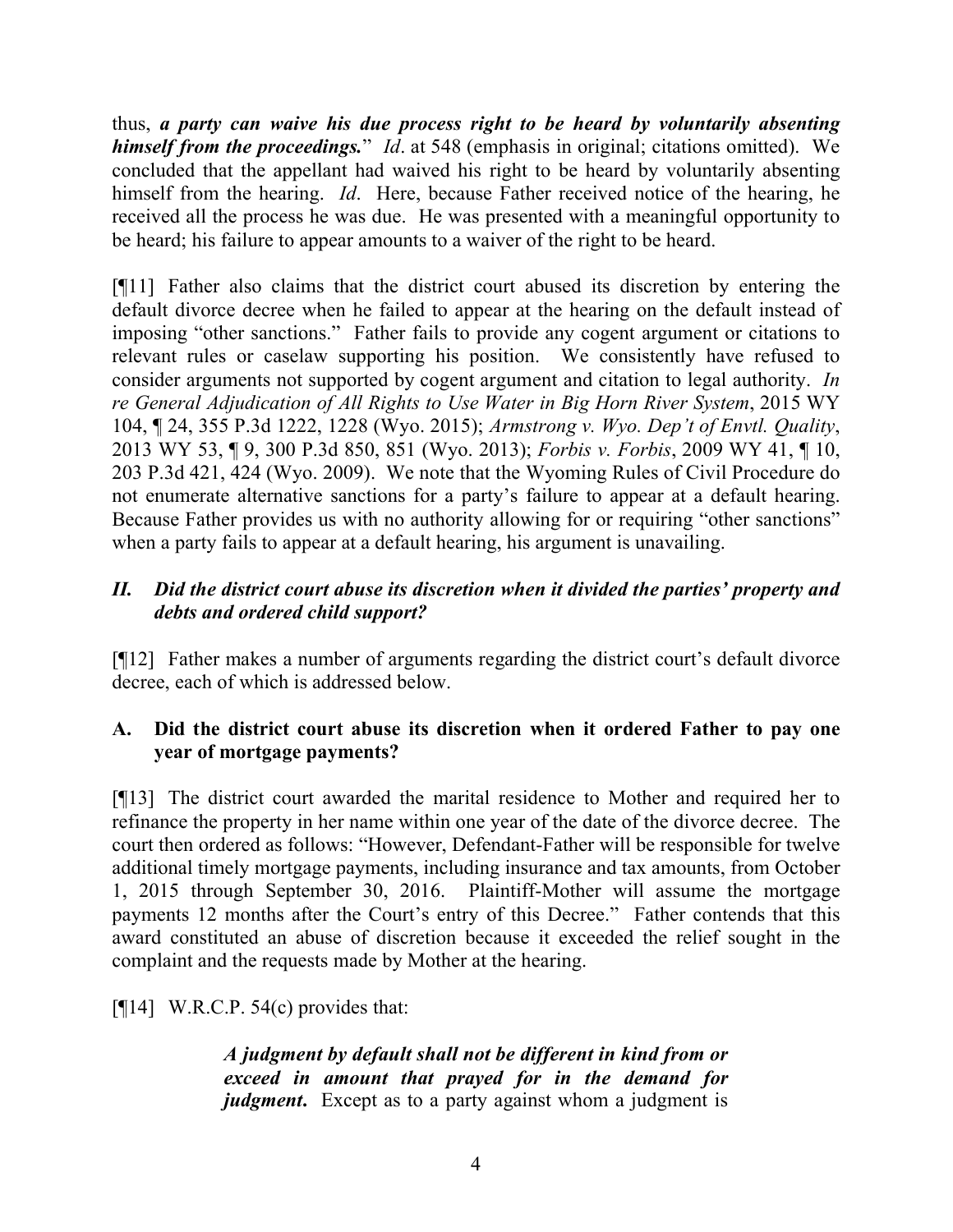thus, ***a party can waive his due process right to be heard by voluntarily absenting himself from the proceedings.***" *Id*. at 548 (emphasis in original; citations omitted). We concluded that the appellant had waived his right to be heard by voluntarily absenting himself from the hearing. *Id*. Here, because Father received notice of the hearing, he received all the process he was due. He was presented with a meaningful opportunity to be heard; his failure to appear amounts to a waiver of the right to be heard.

[¶11] Father also claims that the district court abused its discretion by entering the default divorce decree when he failed to appear at the hearing on the default instead of imposing "other sanctions." Father fails to provide any cogent argument or citations to relevant rules or caselaw supporting his position. We consistently have refused to consider arguments not supported by cogent argument and citation to legal authority. *In re General Adjudication of All Rights to Use Water in Big Horn River System*, 2015 WY 104, ¶ 24, 355 P.3d 1222, 1228 (Wyo. 2015); *Armstrong v. Wyo. Dep't of Envtl. Quality*, 2013 WY 53, ¶ 9, 300 P.3d 850, 851 (Wyo. 2013); *Forbis v. Forbis*, 2009 WY 41, ¶ 10, 203 P.3d 421, 424 (Wyo. 2009). We note that the Wyoming Rules of Civil Procedure do not enumerate alternative sanctions for a party's failure to appear at a default hearing. Because Father provides us with no authority allowing for or requiring "other sanctions" when a party fails to appear at a default hearing, his argument is unavailing.

## *II. Did the district court abuse its discretion when it divided the parties' property and debts and ordered child support?*

[¶12] Father makes a number of arguments regarding the district court's default divorce decree, each of which is addressed below.

### A. Did the district court abuse its discretion when it ordered Father to pay one year of mortgage payments?

[¶13] The district court awarded the marital residence to Mother and required her to refinance the property in her name within one year of the date of the divorce decree. The court then ordered as follows: "However, Defendant-Father will be responsible for twelve additional timely mortgage payments, including insurance and tax amounts, from October 1, 2015 through September 30, 2016. Plaintiff-Mother will assume the mortgage payments 12 months after the Court's entry of this Decree." Father contends that this award constituted an abuse of discretion because it exceeded the relief sought in the complaint and the requests made by Mother at the hearing.

[¶14] W.R.C.P. 54(c) provides that:

> ***A judgment by default shall not be different in kind from or exceed in amount that prayed for in the demand for judgment***. Except as to a party against whom a judgment is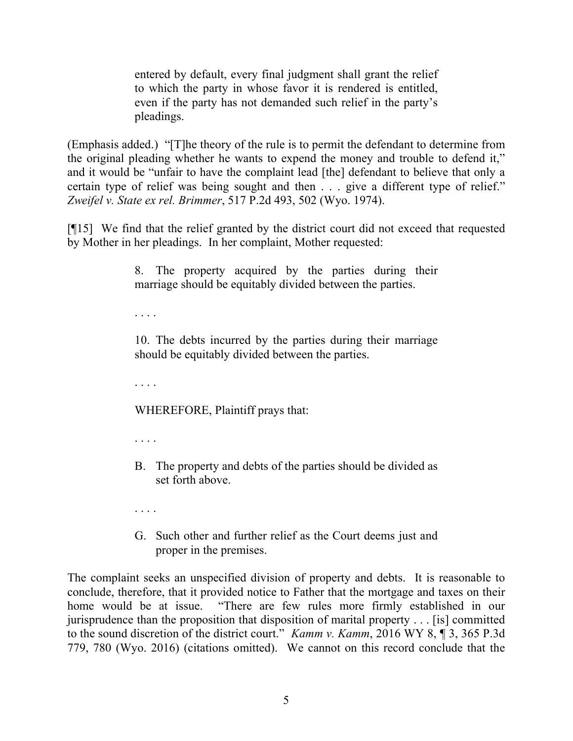> entered by default, every final judgment shall grant the relief to which the party in whose favor it is rendered is entitled, even if the party has not demanded such relief in the party's pleadings.

(Emphasis added.) "[T]he theory of the rule is to permit the defendant to determine from the original pleading whether he wants to expend the money and trouble to defend it," and it would be "unfair to have the complaint lead [the] defendant to believe that only a certain type of relief was being sought and then . . . give a different type of relief." *Zweifel v. State ex rel. Brimmer*, 517 P.2d 493, 502 (Wyo. 1974).

[¶15] We find that the relief granted by the district court did not exceed that requested by Mother in her pleadings. In her complaint, Mother requested:

> 8. The property acquired by the parties during their marriage should be equitably divided between the parties.
>
> . . . .
>
> 10. The debts incurred by the parties during their marriage should be equitably divided between the parties.
>
> . . . .
>
> WHEREFORE, Plaintiff prays that:
>
> . . . .
>
> B. The property and debts of the parties should be divided as set forth above.
>
> . . . .
>
> G. Such other and further relief as the Court deems just and proper in the premises.

The complaint seeks an unspecified division of property and debts. It is reasonable to conclude, therefore, that it provided notice to Father that the mortgage and taxes on their home would be at issue. "There are few rules more firmly established in our jurisprudence than the proposition that disposition of marital property . . . [is] committed to the sound discretion of the district court." *Kamm v. Kamm*, 2016 WY 8, ¶ 3, 365 P.3d 779, 780 (Wyo. 2016) (citations omitted). We cannot on this record conclude that the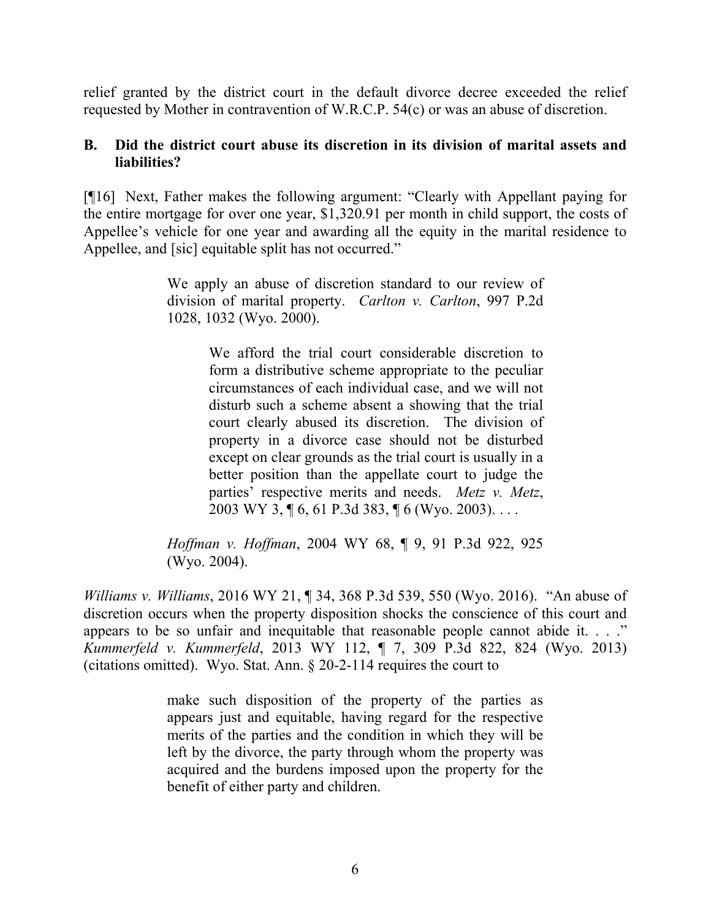relief granted by the district court in the default divorce decree exceeded the relief requested by Mother in contravention of W.R.C.P. 54(c) or was an abuse of discretion.

### B. Did the district court abuse its discretion in its division of marital assets and liabilities?

[¶16] Next, Father makes the following argument: "Clearly with Appellant paying for the entire mortgage for over one year, $1,320.91 per month in child support, the costs of Appellee's vehicle for one year and awarding all the equity in the marital residence to Appellee, and [sic] equitable split has not occurred."

> We apply an abuse of discretion standard to our review of division of marital property. *Carlton v. Carlton*, 997 P.2d 1028, 1032 (Wyo. 2000).
>
> > We afford the trial court considerable discretion to form a distributive scheme appropriate to the peculiar circumstances of each individual case, and we will not disturb such a scheme absent a showing that the trial court clearly abused its discretion. The division of property in a divorce case should not be disturbed except on clear grounds as the trial court is usually in a better position than the appellate court to judge the parties' respective merits and needs. *Metz v. Metz*, 2003 WY 3, ¶ 6, 61 P.3d 383, ¶ 6 (Wyo. 2003). . . .
>
> *Hoffman v. Hoffman*, 2004 WY 68, ¶ 9, 91 P.3d 922, 925 (Wyo. 2004).

*Williams v. Williams*, 2016 WY 21, ¶ 34, 368 P.3d 539, 550 (Wyo. 2016). "An abuse of discretion occurs when the property disposition shocks the conscience of this court and appears to be so unfair and inequitable that reasonable people cannot abide it. . . ." *Kummerfeld v. Kummerfeld*, 2013 WY 112, ¶ 7, 309 P.3d 822, 824 (Wyo. 2013) (citations omitted). Wyo. Stat. Ann. § 20-2-114 requires the court to

> make such disposition of the property of the parties as appears just and equitable, having regard for the respective merits of the parties and the condition in which they will be left by the divorce, the party through whom the property was acquired and the burdens imposed upon the property for the benefit of either party and children.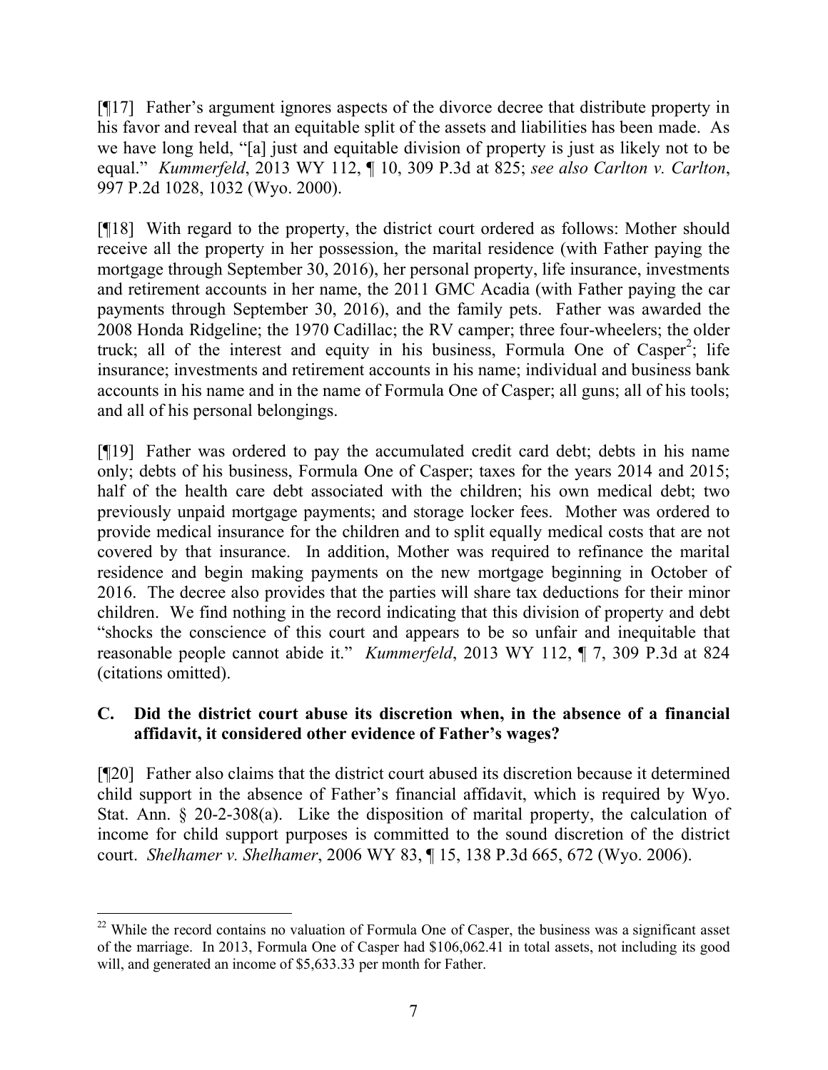[¶17] Father's argument ignores aspects of the divorce decree that distribute property in his favor and reveal that an equitable split of the assets and liabilities has been made. As we have long held, "[a] just and equitable division of property is just as likely not to be equal." *Kummerfeld*, 2013 WY 112, ¶ 10, 309 P.3d at 825; *see also Carlton v. Carlton*, 997 P.2d 1028, 1032 (Wyo. 2000).

[¶18] With regard to the property, the district court ordered as follows: Mother should receive all the property in her possession, the marital residence (with Father paying the mortgage through September 30, 2016), her personal property, life insurance, investments and retirement accounts in her name, the 2011 GMC Acadia (with Father paying the car payments through September 30, 2016), and the family pets. Father was awarded the 2008 Honda Ridgeline; the 1970 Cadillac; the RV camper; three four-wheelers; the older truck; all of the interest and equity in his business, Formula One of Casper[2]; life insurance; investments and retirement accounts in his name; individual and business bank accounts in his name and in the name of Formula One of Casper; all guns; all of his tools; and all of his personal belongings.

[¶19] Father was ordered to pay the accumulated credit card debt; debts in his name only; debts of his business, Formula One of Casper; taxes for the years 2014 and 2015; half of the health care debt associated with the children; his own medical debt; two previously unpaid mortgage payments; and storage locker fees. Mother was ordered to provide medical insurance for the children and to split equally medical costs that are not covered by that insurance. In addition, Mother was required to refinance the marital residence and begin making payments on the new mortgage beginning in October of 2016. The decree also provides that the parties will share tax deductions for their minor children. We find nothing in the record indicating that this division of property and debt "shocks the conscience of this court and appears to be so unfair and inequitable that reasonable people cannot abide it." *Kummerfeld*, 2013 WY 112, ¶ 7, 309 P.3d at 824 (citations omitted).

### C. Did the district court abuse its discretion when, in the absence of a financial affidavit, it considered other evidence of Father's wages?

[¶20] Father also claims that the district court abused its discretion because it determined child support in the absence of Father's financial affidavit, which is required by Wyo. Stat. Ann. § 20-2-308(a). Like the disposition of marital property, the calculation of income for child support purposes is committed to the sound discretion of the district court. *Shelhamer v. Shelhamer*, 2006 WY 83, ¶ 15, 138 P.3d 665, 672 (Wyo. 2006).

---

[2] While the record contains no valuation of Formula One of Casper, the business was a significant asset of the marriage. In 2013, Formula One of Casper had $106,062.41 in total assets, not including its good will, and generated an income of $5,633.33 per month for Father.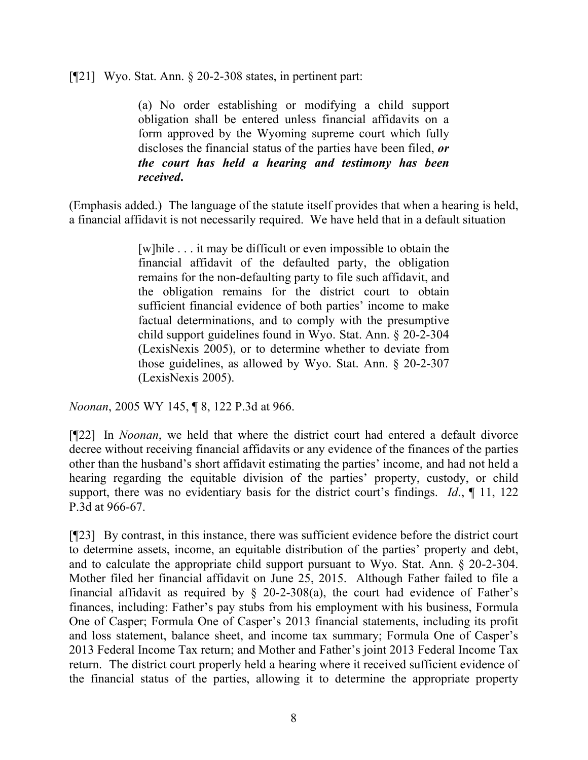[¶21] Wyo. Stat. Ann. § 20-2-308 states, in pertinent part:

> (a) No order establishing or modifying a child support obligation shall be entered unless financial affidavits on a form approved by the Wyoming supreme court which fully discloses the financial status of the parties have been filed, ***or the court has held a hearing and testimony has been received***.

(Emphasis added.) The language of the statute itself provides that when a hearing is held, a financial affidavit is not necessarily required. We have held that in a default situation

> [w]hile . . . it may be difficult or even impossible to obtain the financial affidavit of the defaulted party, the obligation remains for the non-defaulting party to file such affidavit, and the obligation remains for the district court to obtain sufficient financial evidence of both parties' income to make factual determinations, and to comply with the presumptive child support guidelines found in Wyo. Stat. Ann. § 20-2-304 (LexisNexis 2005), or to determine whether to deviate from those guidelines, as allowed by Wyo. Stat. Ann. § 20-2-307 (LexisNexis 2005).

*Noonan*, 2005 WY 145, ¶ 8, 122 P.3d at 966.

[¶22] In *Noonan*, we held that where the district court had entered a default divorce decree without receiving financial affidavits or any evidence of the finances of the parties other than the husband's short affidavit estimating the parties' income, and had not held a hearing regarding the equitable division of the parties' property, custody, or child support, there was no evidentiary basis for the district court's findings. *Id*., ¶ 11, 122 P.3d at 966-67.

[¶23] By contrast, in this instance, there was sufficient evidence before the district court to determine assets, income, an equitable distribution of the parties' property and debt, and to calculate the appropriate child support pursuant to Wyo. Stat. Ann. § 20-2-304. Mother filed her financial affidavit on June 25, 2015. Although Father failed to file a financial affidavit as required by § 20-2-308(a), the court had evidence of Father's finances, including: Father's pay stubs from his employment with his business, Formula One of Casper; Formula One of Casper's 2013 financial statements, including its profit and loss statement, balance sheet, and income tax summary; Formula One of Casper's 2013 Federal Income Tax return; and Mother and Father's joint 2013 Federal Income Tax return. The district court properly held a hearing where it received sufficient evidence of the financial status of the parties, allowing it to determine the appropriate property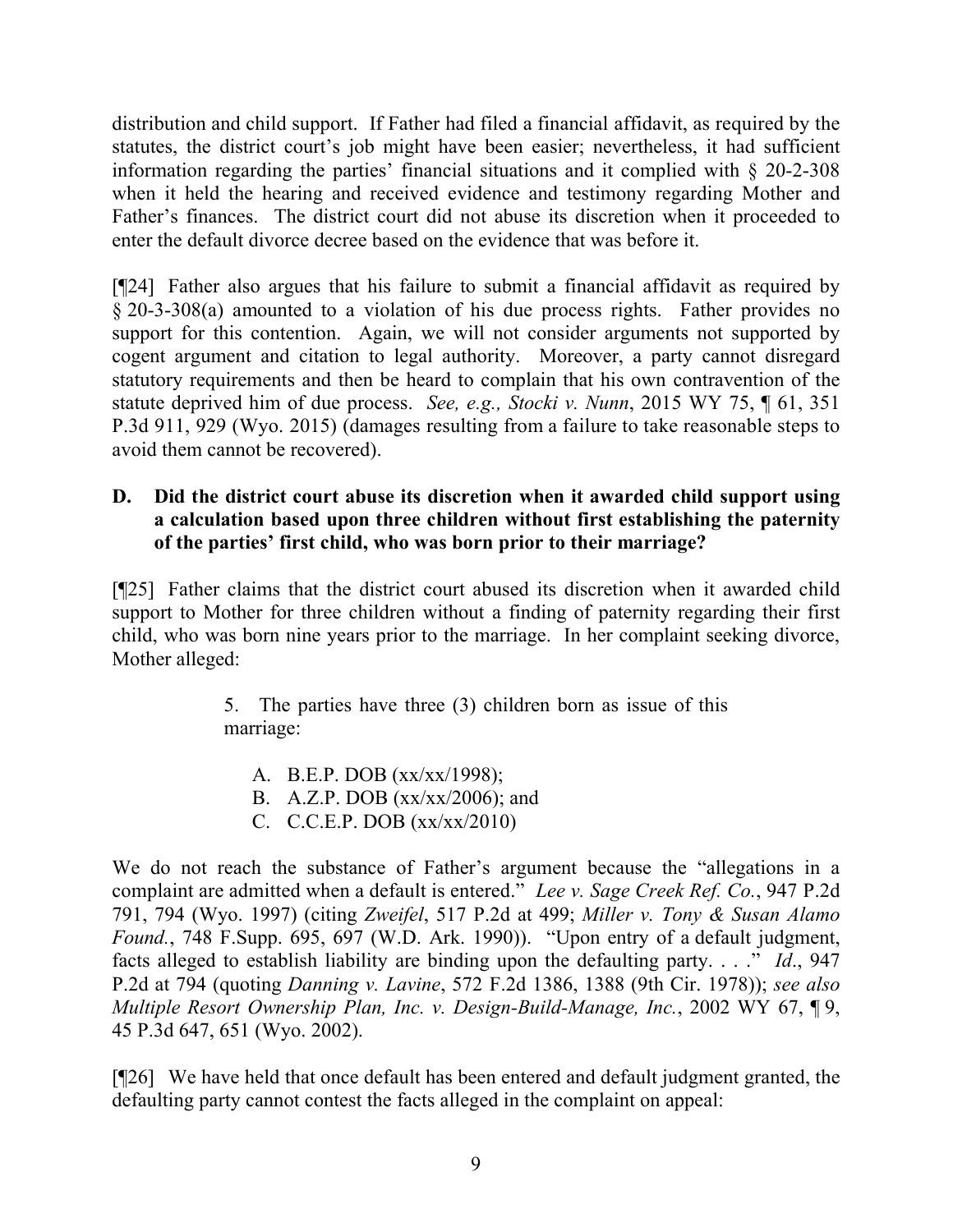distribution and child support. If Father had filed a financial affidavit, as required by the statutes, the district court's job might have been easier; nevertheless, it had sufficient information regarding the parties' financial situations and it complied with § 20-2-308 when it held the hearing and received evidence and testimony regarding Mother and Father's finances. The district court did not abuse its discretion when it proceeded to enter the default divorce decree based on the evidence that was before it.

[¶24] Father also argues that his failure to submit a financial affidavit as required by § 20-3-308(a) amounted to a violation of his due process rights. Father provides no support for this contention. Again, we will not consider arguments not supported by cogent argument and citation to legal authority. Moreover, a party cannot disregard statutory requirements and then be heard to complain that his own contravention of the statute deprived him of due process. *See, e.g., Stocki v. Nunn*, 2015 WY 75, ¶ 61, 351 P.3d 911, 929 (Wyo. 2015) (damages resulting from a failure to take reasonable steps to avoid them cannot be recovered).

**D. Did the district court abuse its discretion when it awarded child support using a calculation based upon three children without first establishing the paternity of the parties' first child, who was born prior to their marriage?**

[¶25] Father claims that the district court abused its discretion when it awarded child support to Mother for three children without a finding of paternity regarding their first child, who was born nine years prior to the marriage. In her complaint seeking divorce, Mother alleged:

> 5. The parties have three (3) children born as issue of this marriage:
>
> A. B.E.P. DOB (xx/xx/1998);
> B. A.Z.P. DOB (xx/xx/2006); and
> C. C.C.E.P. DOB (xx/xx/2010)

We do not reach the substance of Father's argument because the "allegations in a complaint are admitted when a default is entered." *Lee v. Sage Creek Ref. Co.*, 947 P.2d 791, 794 (Wyo. 1997) (citing *Zweifel*, 517 P.2d at 499; *Miller v. Tony & Susan Alamo Found.*, 748 F.Supp. 695, 697 (W.D. Ark. 1990)). "Upon entry of a default judgment, facts alleged to establish liability are binding upon the defaulting party. . . ." *Id*., 947 P.2d at 794 (quoting *Danning v. Lavine*, 572 F.2d 1386, 1388 (9th Cir. 1978)); *see also Multiple Resort Ownership Plan, Inc. v. Design-Build-Manage, Inc.*, 2002 WY 67, ¶ 9, 45 P.3d 647, 651 (Wyo. 2002).

[¶26] We have held that once default has been entered and default judgment granted, the defaulting party cannot contest the facts alleged in the complaint on appeal: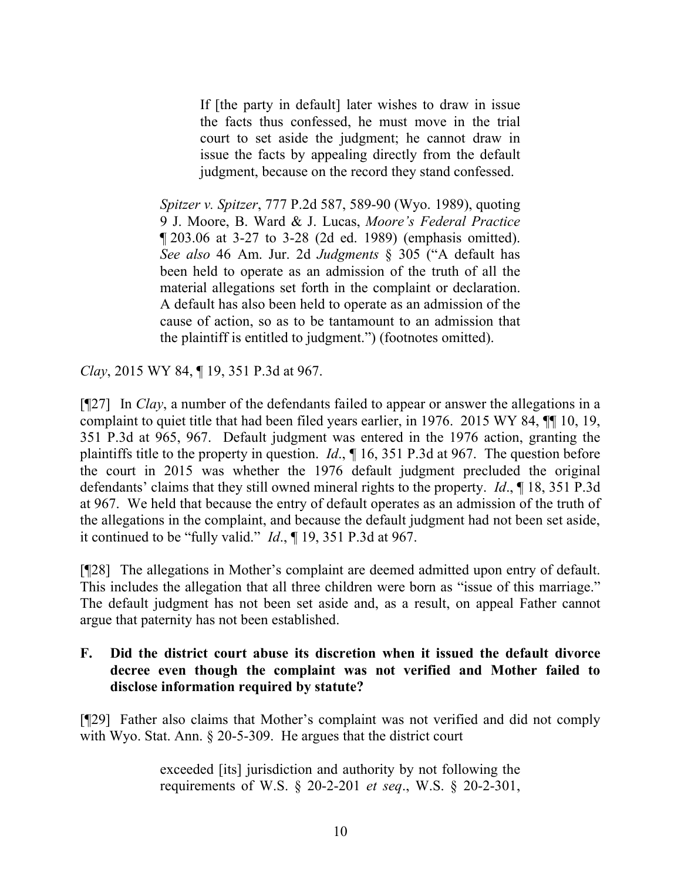> If [the party in default] later wishes to draw in issue the facts thus confessed, he must move in the trial court to set aside the judgment; he cannot draw in issue the facts by appealing directly from the default judgment, because on the record they stand confessed.
>
> *Spitzer v. Spitzer*, 777 P.2d 587, 589-90 (Wyo. 1989), quoting 9 J. Moore, B. Ward & J. Lucas, *Moore's Federal Practice* ¶ 203.06 at 3-27 to 3-28 (2d ed. 1989) (emphasis omitted). *See also* 46 Am. Jur. 2d *Judgments* § 305 ("A default has been held to operate as an admission of the truth of all the material allegations set forth in the complaint or declaration. A default has also been held to operate as an admission of the cause of action, so as to be tantamount to an admission that the plaintiff is entitled to judgment.") (footnotes omitted).

*Clay*, 2015 WY 84, ¶ 19, 351 P.3d at 967.

[¶27] In *Clay*, a number of the defendants failed to appear or answer the allegations in a complaint to quiet title that had been filed years earlier, in 1976. 2015 WY 84, ¶¶ 10, 19, 351 P.3d at 965, 967. Default judgment was entered in the 1976 action, granting the plaintiffs title to the property in question. *Id*., ¶ 16, 351 P.3d at 967. The question before the court in 2015 was whether the 1976 default judgment precluded the original defendants' claims that they still owned mineral rights to the property. *Id*., ¶ 18, 351 P.3d at 967. We held that because the entry of default operates as an admission of the truth of the allegations in the complaint, and because the default judgment had not been set aside, it continued to be "fully valid." *Id*., ¶ 19, 351 P.3d at 967.

[¶28] The allegations in Mother's complaint are deemed admitted upon entry of default. This includes the allegation that all three children were born as "issue of this marriage." The default judgment has not been set aside and, as a result, on appeal Father cannot argue that paternity has not been established.

### F. Did the district court abuse its discretion when it issued the default divorce decree even though the complaint was not verified and Mother failed to disclose information required by statute?

[¶29] Father also claims that Mother's complaint was not verified and did not comply with Wyo. Stat. Ann. § 20-5-309. He argues that the district court

> exceeded [its] jurisdiction and authority by not following the requirements of W.S. § 20-2-201 *et seq*., W.S. § 20-2-301,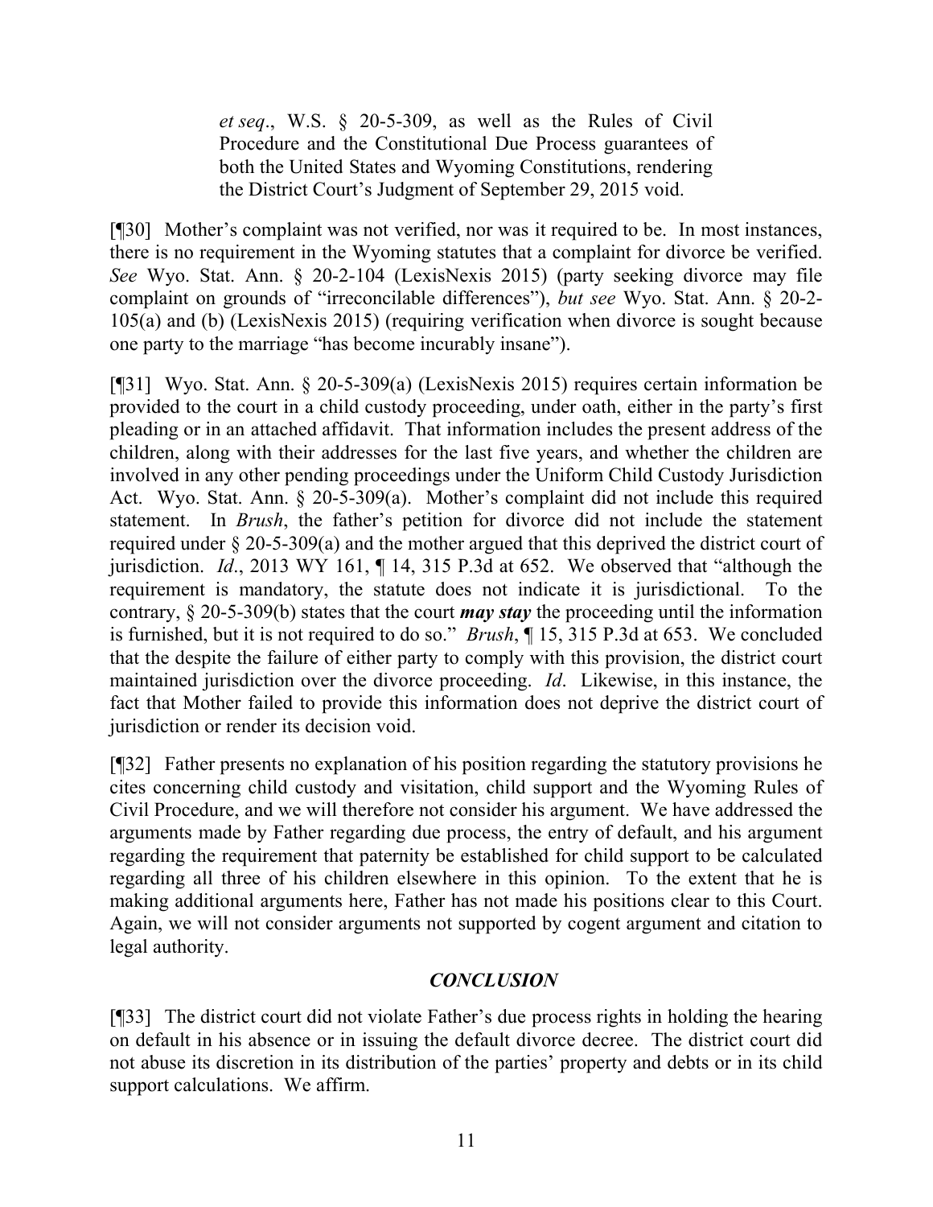> *et seq*., W.S. § 20-5-309, as well as the Rules of Civil Procedure and the Constitutional Due Process guarantees of both the United States and Wyoming Constitutions, rendering the District Court's Judgment of September 29, 2015 void.

[¶30] Mother's complaint was not verified, nor was it required to be. In most instances, there is no requirement in the Wyoming statutes that a complaint for divorce be verified. *See* Wyo. Stat. Ann. § 20-2-104 (LexisNexis 2015) (party seeking divorce may file complaint on grounds of "irreconcilable differences"), *but see* Wyo. Stat. Ann. § 20-2-105(a) and (b) (LexisNexis 2015) (requiring verification when divorce is sought because one party to the marriage "has become incurably insane").

[¶31] Wyo. Stat. Ann. § 20-5-309(a) (LexisNexis 2015) requires certain information be provided to the court in a child custody proceeding, under oath, either in the party's first pleading or in an attached affidavit. That information includes the present address of the children, along with their addresses for the last five years, and whether the children are involved in any other pending proceedings under the Uniform Child Custody Jurisdiction Act. Wyo. Stat. Ann. § 20-5-309(a). Mother's complaint did not include this required statement. In *Brush*, the father's petition for divorce did not include the statement required under § 20-5-309(a) and the mother argued that this deprived the district court of jurisdiction. *Id*., 2013 WY 161, ¶ 14, 315 P.3d at 652. We observed that "although the requirement is mandatory, the statute does not indicate it is jurisdictional. To the contrary, § 20-5-309(b) states that the court ***may stay*** the proceeding until the information is furnished, but it is not required to do so." *Brush*, ¶ 15, 315 P.3d at 653. We concluded that the despite the failure of either party to comply with this provision, the district court maintained jurisdiction over the divorce proceeding. *Id*. Likewise, in this instance, the fact that Mother failed to provide this information does not deprive the district court of jurisdiction or render its decision void.

[¶32] Father presents no explanation of his position regarding the statutory provisions he cites concerning child custody and visitation, child support and the Wyoming Rules of Civil Procedure, and we will therefore not consider his argument. We have addressed the arguments made by Father regarding due process, the entry of default, and his argument regarding the requirement that paternity be established for child support to be calculated regarding all three of his children elsewhere in this opinion. To the extent that he is making additional arguments here, Father has not made his positions clear to this Court. Again, we will not consider arguments not supported by cogent argument and citation to legal authority.

## *CONCLUSION*

[¶33] The district court did not violate Father's due process rights in holding the hearing on default in his absence or in issuing the default divorce decree. The district court did not abuse its discretion in its distribution of the parties' property and debts or in its child support calculations. We affirm.